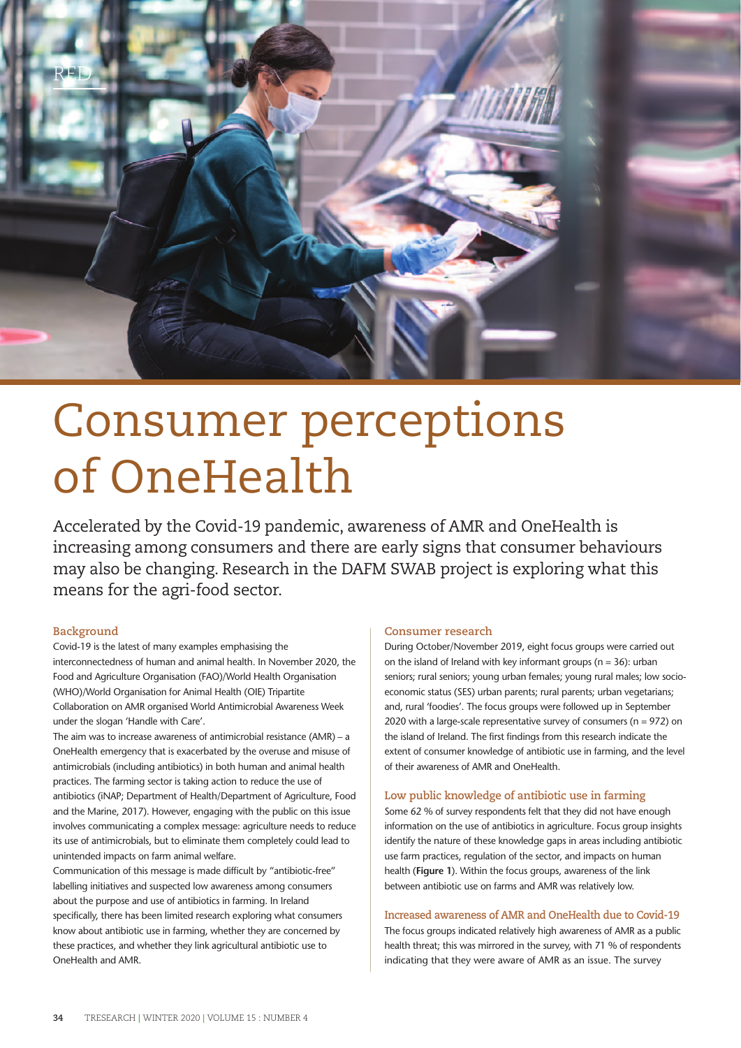# Consumer perceptions of OneHealth

Accelerated by the Covid-19 pandemic, awareness of AMR and OneHealth is increasing among consumers and there are early signs that consumer behaviours may also be changing. Research in the DAFM SWAB project is exploring what this means for the agri-food sector.

## Background

Covid-19 is the latest of many examples emphasising the interconnectedness of human and animal health. In November 2020, the Food and Agriculture Organisation (FAO)/World Health Organisation (WHO)/World Organisation for Animal Health (OIE) Tripartite Collaboration on AMR organised World Antimicrobial Awareness Week under the slogan 'Handle with Care'.

The aim was to increase awareness of antimicrobial resistance (AMR) – a OneHealth emergency that is exacerbated by the overuse and misuse of antimicrobials (including antibiotics) in both human and animal health practices. The farming sector is taking action to reduce the use of antibiotics (iNAP; Department of Health/Department of Agriculture, Food and the Marine, 2017). However, engaging with the public on this issue involves communicating a complex message: agriculture needs to reduce its use of antimicrobials, but to eliminate them completely could lead to unintended impacts on farm animal welfare.

Communication of this message is made difficult by "antibiotic-free" labelling initiatives and suspected low awareness among consumers about the purpose and use of antibiotics in farming. In Ireland specifically, there has been limited research exploring what consumers know about antibiotic use in farming, whether they are concerned by these practices, and whether they link agricultural antibiotic use to OneHealth and AMR.

## Consumer research

During October/November 2019, eight focus groups were carried out on the island of Ireland with key informant groups (n = 36): urban seniors; rural seniors; young urban females; young rural males; low socio-economic status (SES) urban parents; rural parents; urban vegetarians; and, rural 'foodies'. The focus groups were followed up in September 2020 with a large-scale representative survey of consumers (n = 972) on the island of Ireland. The first findings from this research indicate the extent of consumer knowledge of antibiotic use in farming, and the level of their awareness of AMR and OneHealth.

### Low public knowledge of antibiotic use in farming

Some 62 % of survey respondents felt that they did not have enough information on the use of antibiotics in agriculture. Focus group insights identify the nature of these knowledge gaps in areas including antibiotic use farm practices, regulation of the sector, and impacts on human health (**Figure 1**). Within the focus groups, awareness of the link between antibiotic use on farms and AMR was relatively low.

### Increased awareness of AMR and OneHealth due to Covid-19

The focus groups indicated relatively high awareness of AMR as a public health threat; this was mirrored in the survey, with 71 % of respondents indicating that they were aware of AMR as an issue. The survey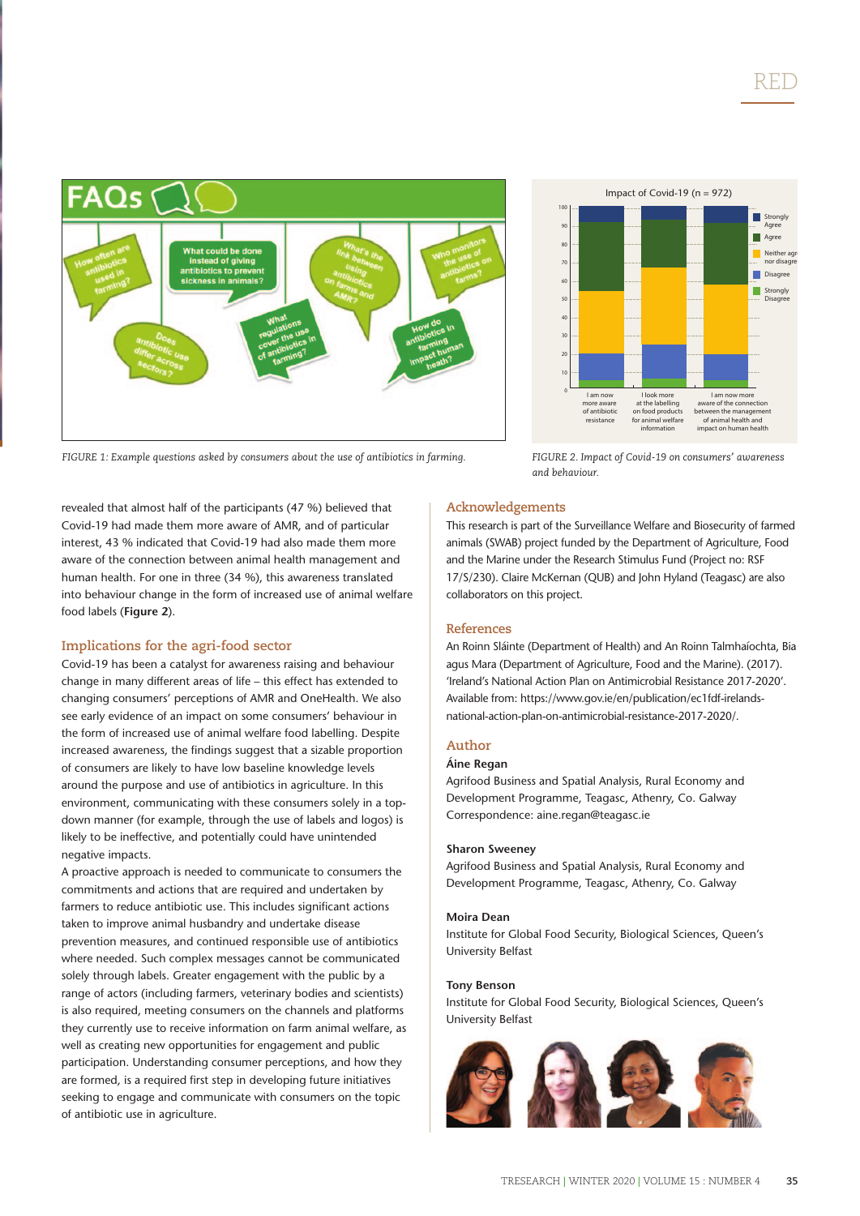FAQs

How often are antibiotics used in farming?

What could be done instead of giving antibiotics to prevent sickness in animals?

What's the link between using antibiotics on farms and AMR?

Who monitors the use of antibiotics on farms?

Does antibiotic use differ across sectors?

What regulations cover the use of antibiotics in farming?

How do antibiotics in farming impact human heath?

FIGURE 1: Example questions asked by consumers about the use of antibiotics in farming.

Impact of Covid-19 (n = 972)

100
90
80
70
60
50
40
30
20
10
0

Strongly Agree
Agree
Neither agree nor disagree
Disagree
Strongly Disagree

I am now more aware of antibiotic resistance

I look more at the labelling on food products for animal welfare information

I am now more aware of the connection between the management of animal health and impact on human health

FIGURE 2. Impact of Covid-19 on consumers' awareness and behaviour.

revealed that almost half of the participants (47 %) believed that Covid-19 had made them more aware of AMR, and of particular interest, 43 % indicated that Covid-19 had also made them more aware of the connection between animal health management and human health. For one in three (34 %), this awareness translated into behaviour change in the form of increased use of animal welfare food labels (**Figure 2**).

## Implications for the agri-food sector

Covid-19 has been a catalyst for awareness raising and behaviour change in many different areas of life – this effect has extended to changing consumers' perceptions of AMR and OneHealth. We also see early evidence of an impact on some consumers' behaviour in the form of increased use of animal welfare food labelling. Despite increased awareness, the findings suggest that a sizable proportion of consumers are likely to have low baseline knowledge levels around the purpose and use of antibiotics in agriculture. In this environment, communicating with these consumers solely in a top-down manner (for example, through the use of labels and logos) is likely to be ineffective, and potentially could have unintended negative impacts.

A proactive approach is needed to communicate to consumers the commitments and actions that are required and undertaken by farmers to reduce antibiotic use. This includes significant actions taken to improve animal husbandry and undertake disease prevention measures, and continued responsible use of antibiotics where needed. Such complex messages cannot be communicated solely through labels. Greater engagement with the public by a range of actors (including farmers, veterinary bodies and scientists) is also required, meeting consumers on the channels and platforms they currently use to receive information on farm animal welfare, as well as creating new opportunities for engagement and public participation. Understanding consumer perceptions, and how they are formed, is a required first step in developing future initiatives seeking to engage and communicate with consumers on the topic of antibiotic use in agriculture.

## Acknowledgements

This research is part of the Surveillance Welfare and Biosecurity of farmed animals (SWAB) project funded by the Department of Agriculture, Food and the Marine under the Research Stimulus Fund (Project no: RSF 17/S/230). Claire McKernan (QUB) and John Hyland (Teagasc) are also collaborators on this project.

## References

An Roinn Sláinte (Department of Health) and An Roinn Talmhaíochta, Bia agus Mara (Department of Agriculture, Food and the Marine). (2017). 'Ireland's National Action Plan on Antimicrobial Resistance 2017-2020'. Available from: https://www.gov.ie/en/publication/ec1fdf-irelands-national-action-plan-on-antimicrobial-resistance-2017-2020/.

## Author

**Áine Regan**
Agrifood Business and Spatial Analysis, Rural Economy and Development Programme, Teagasc, Athenry, Co. Galway
Correspondence: aine.regan@teagasc.ie

**Sharon Sweeney**
Agrifood Business and Spatial Analysis, Rural Economy and Development Programme, Teagasc, Athenry, Co. Galway

**Moira Dean**
Institute for Global Food Security, Biological Sciences, Queen's University Belfast

**Tony Benson**
Institute for Global Food Security, Biological Sciences, Queen's University Belfast